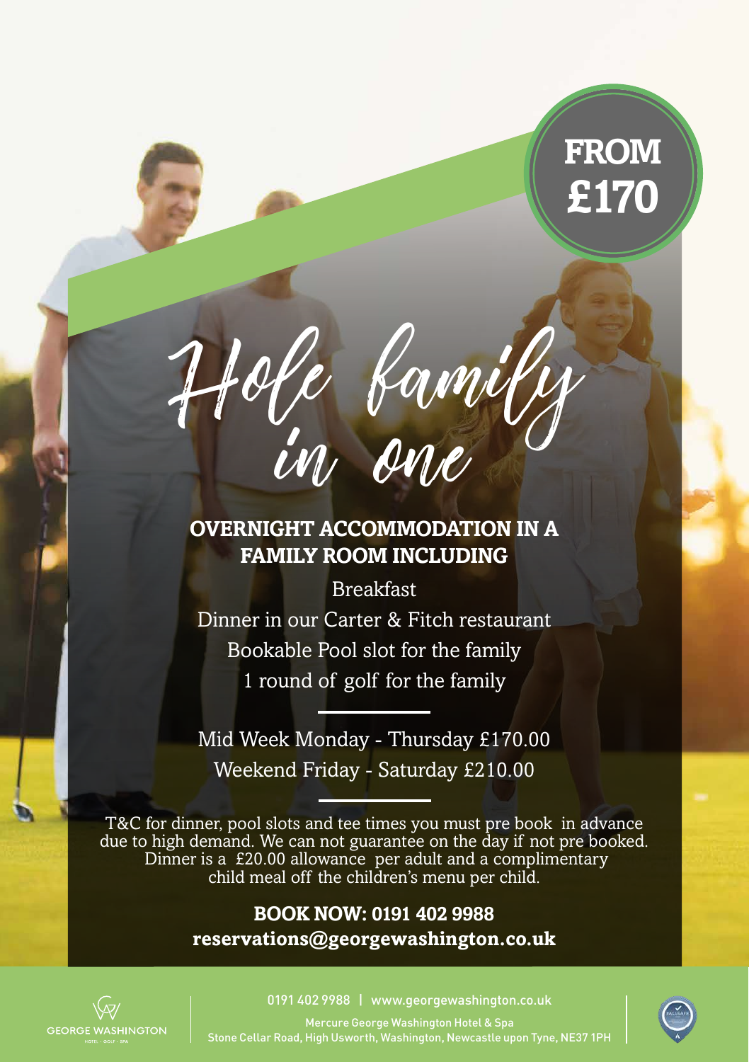**FROM £170**

# Hole family in one

## OVERNIGHT ACCOMMODATION IN A FAMILY ROOM INCLUDING

Breakfast

Dinner in our Carter & Fitch restaurant

Bookable Pool slot for the family

1 round of golf for the family

---

Mid Week Monday - Thursday £170.00

Weekend Friday - Saturday £210.00

---

T&C for dinner, pool slots and tee times you must pre book in advance due to high demand. We can not guarantee on the day if not pre booked. Dinner is a £20.00 allowance per adult and a complimentary child meal off the children's menu per child.

**BOOK NOW: 0191 402 9988**
**reservations@georgewashington.co.uk**

GEORGE WASHINGTON
HOTEL · GOLF · SPA

0191 402 9988 | www.georgewashington.co.uk

Mercure George Washington Hotel & Spa
Stone Cellar Road, High Usworth, Washington, Newcastle upon Tyne, NE37 1PH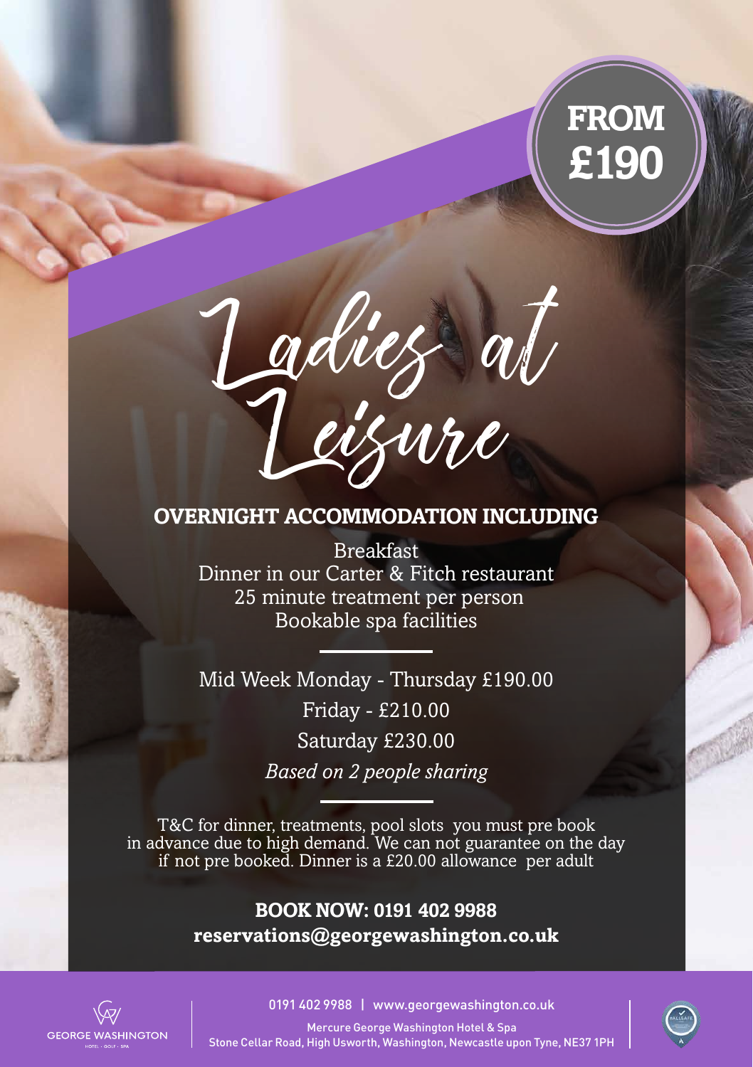**FROM £190**

# Ladies at Leisure

## OVERNIGHT ACCOMMODATION INCLUDING

Breakfast
Dinner in our Carter & Fitch restaurant
25 minute treatment per person
Bookable spa facilities

Mid Week Monday - Thursday £190.00
Friday - £210.00
Saturday £230.00
*Based on 2 people sharing*

T&C for dinner, treatments, pool slots you must pre book in advance due to high demand. We can not guarantee on the day if not pre booked. Dinner is a £20.00 allowance per adult

**BOOK NOW: 0191 402 9988**
**reservations@georgewashington.co.uk**

GEORGE WASHINGTON
HOTEL · GOLF · SPA

0191 402 9988 | www.georgewashington.co.uk

Mercure George Washington Hotel & Spa
Stone Cellar Road, High Usworth, Washington, Newcastle upon Tyne, NE37 1PH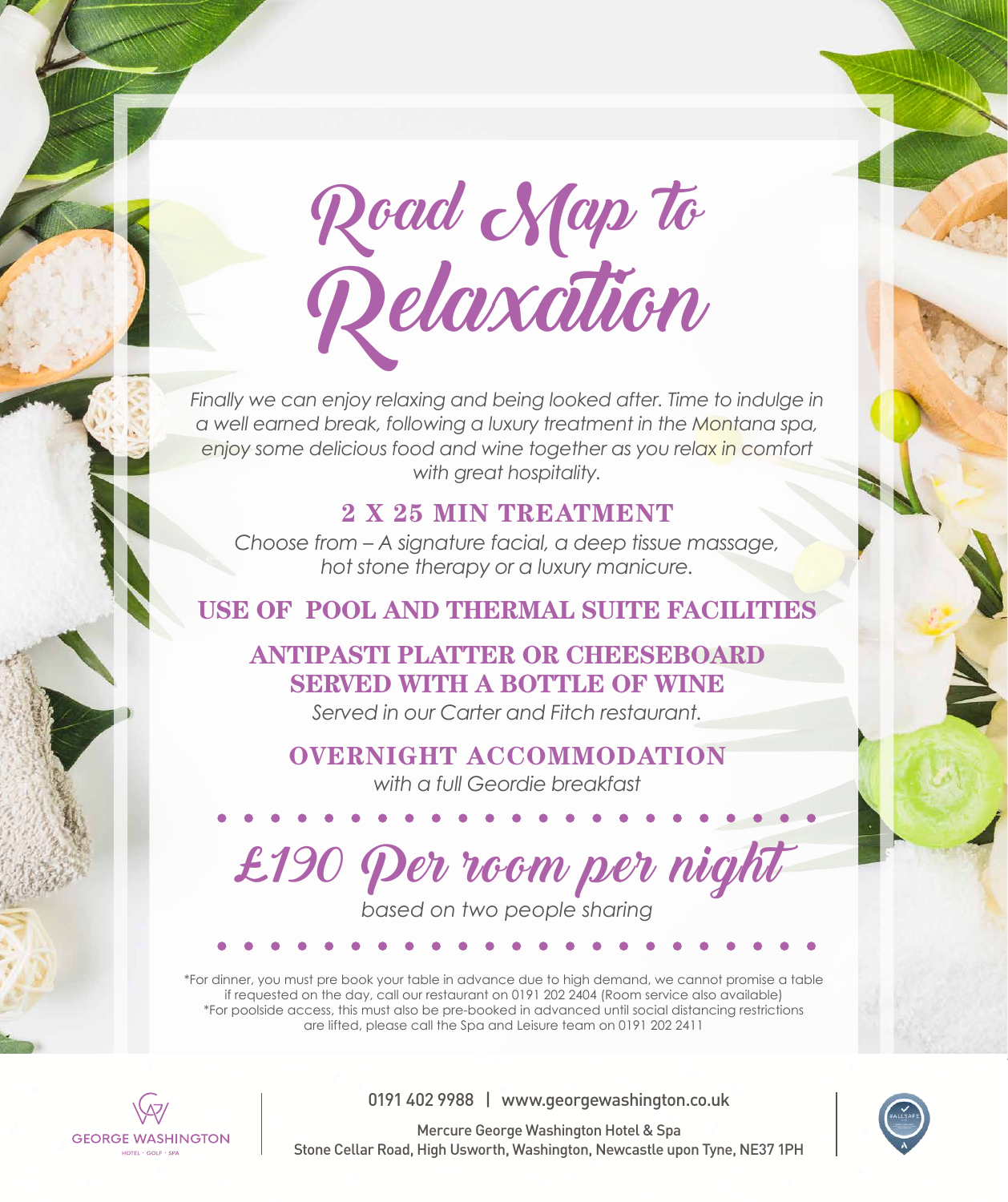# Road Map to Relaxation

*Finally we can enjoy relaxing and being looked after. Time to indulge in a well earned break, following a luxury treatment in the Montana spa, enjoy some delicious food and wine together as you relax in comfort with great hospitality.*

## 2 X 25 MIN TREATMENT

*Choose from – A signature facial, a deep tissue massage, hot stone therapy or a luxury manicure.*

## USE OF POOL AND THERMAL SUITE FACILITIES

## ANTIPASTI PLATTER OR CHEESEBOARD SERVED WITH A BOTTLE OF WINE

*Served in our Carter and Fitch restaurant.*

## OVERNIGHT ACCOMMODATION

*with a full Geordie breakfast*

## £190 Per room per night

*based on two people sharing*

*For dinner, you must pre book your table in advance due to high demand, we cannot promise a table if requested on the day, call our restaurant on 0191 202 2404 (Room service also available)
*For poolside access, this must also be pre-booked in advanced until social distancing restrictions are lifted, please call the Spa and Leisure team on 0191 202 2411

GEORGE WASHINGTON
HOTEL · GOLF · SPA

0191 402 9988 | www.georgewashington.co.uk

Mercure George Washington Hotel & Spa
Stone Cellar Road, High Usworth, Washington, Newcastle upon Tyne, NE37 1PH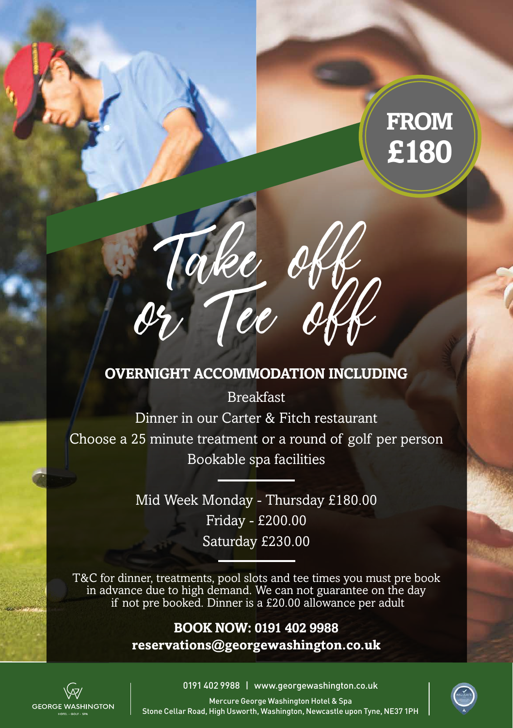**FROM £180**

# Take off or Tee off

## OVERNIGHT ACCOMMODATION INCLUDING

Breakfast

Dinner in our Carter & Fitch restaurant

Choose a 25 minute treatment or a round of golf per person

Bookable spa facilities

---

Mid Week Monday - Thursday £180.00

Friday - £200.00

Saturday £230.00

---

T&C for dinner, treatments, pool slots and tee times you must pre book in advance due to high demand. We can not guarantee on the day if not pre booked. Dinner is a £20.00 allowance per adult

**BOOK NOW: 0191 402 9988**

**reservations@georgewashington.co.uk**

GEORGE WASHINGTON
HOTEL · GOLF · SPA

0191 402 9988 | www.georgewashington.co.uk

Mercure George Washington Hotel & Spa

Stone Cellar Road, High Usworth, Washington, Newcastle upon Tyne, NE37 1PH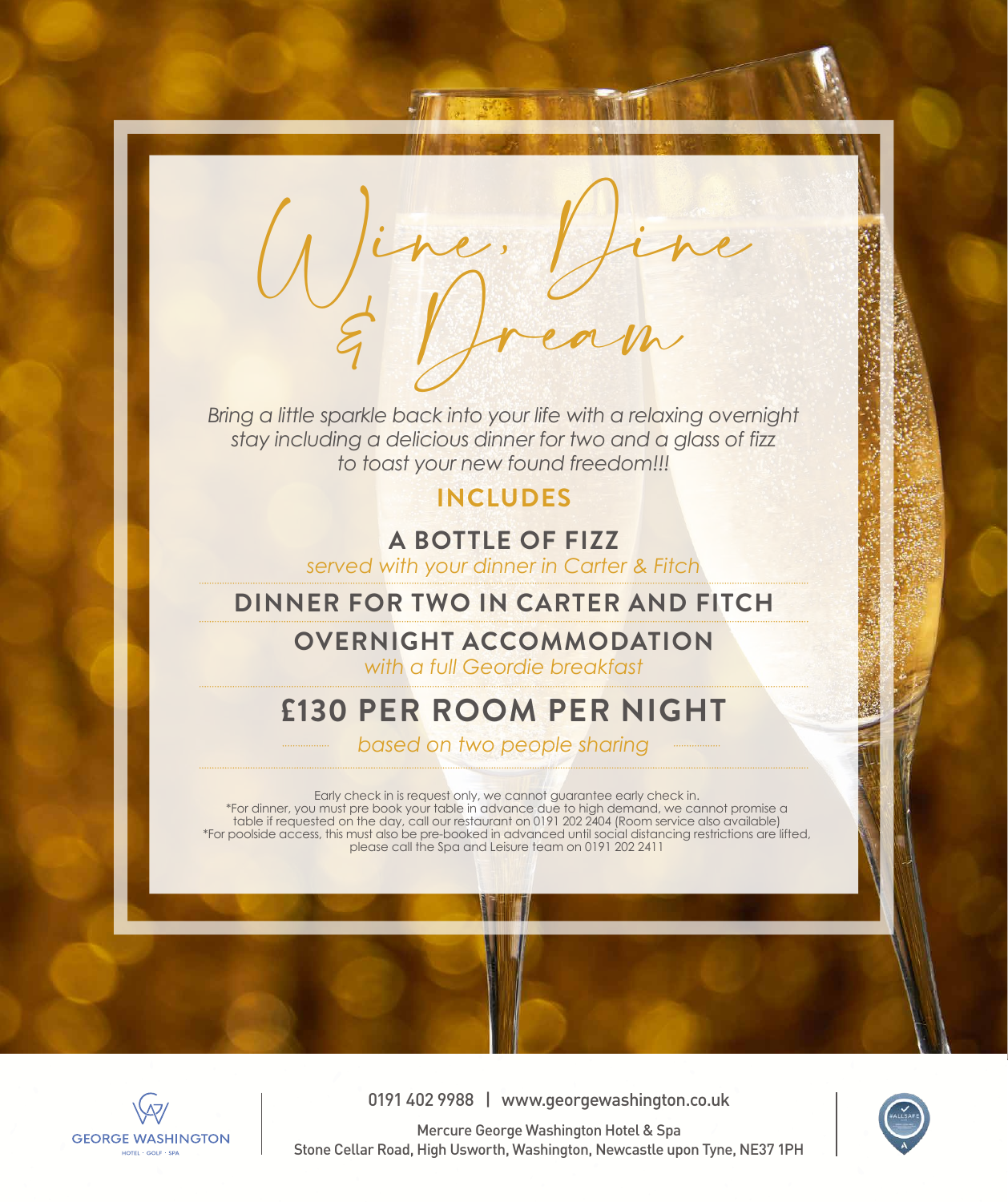# Wine, Dine & Dream

*Bring a little sparkle back into your life with a relaxing overnight stay including a delicious dinner for two and a glass of fizz to toast your new found freedom!!!*

## INCLUDES

**A BOTTLE OF FIZZ**

*served with your dinner in Carter & Fitch*

**DINNER FOR TWO IN CARTER AND FITCH**

**OVERNIGHT ACCOMMODATION**

*with a full Geordie breakfast*

## £130 PER ROOM PER NIGHT

*based on two people sharing*

Early check in is request only, we cannot guarantee early check in.
*For dinner, you must pre book your table in advance due to high demand, we cannot promise a table if requested on the day, call our restaurant on 0191 202 2404 (Room service also available)
*For poolside access, this must also be pre-booked in advanced until social distancing restrictions are lifted, please call the Spa and Leisure team on 0191 202 2411

GEORGE WASHINGTON
HOTEL · GOLF · SPA

0191 402 9988 | www.georgewashington.co.uk

Mercure George Washington Hotel & Spa
Stone Cellar Road, High Usworth, Washington, Newcastle upon Tyne, NE37 1PH

ALLSAFE